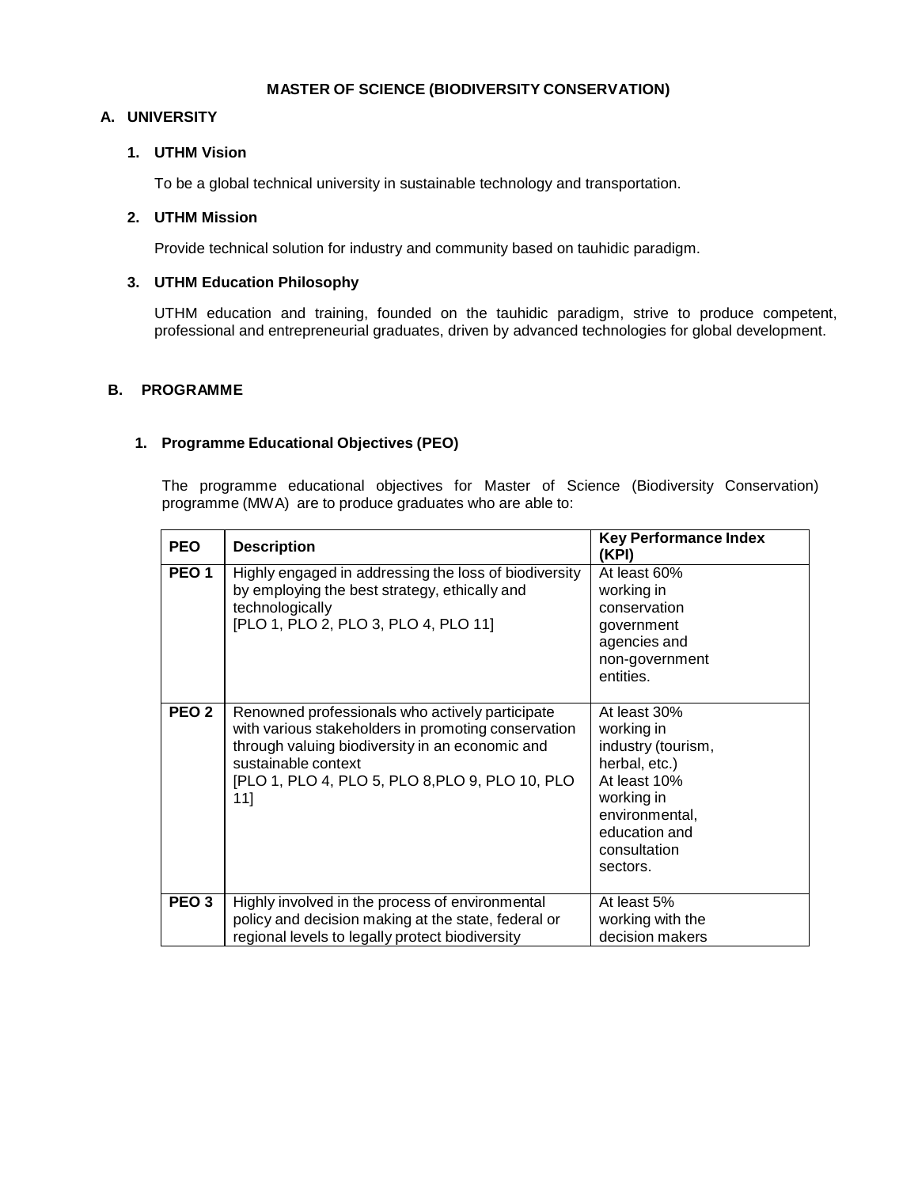# MASTER OF SCIENCE (BIODIVERSITY CONSERVATION)

## A. UNIVERSITY

### 1. UTHM Vision

To be a global technical university in sustainable technology and transportation.

### 2. UTHM Mission

Provide technical solution for industry and community based on tauhidic paradigm.

### 3. UTHM Education Philosophy

UTHM education and training, founded on the tauhidic paradigm, strive to produce competent, professional and entrepreneurial graduates, driven by advanced technologies for global development.

## B. PROGRAMME

### 1. Programme Educational Objectives (PEO)

The programme educational objectives for Master of Science (Biodiversity Conservation) programme (MWA) are to produce graduates who are able to:

| PEO | Description | Key Performance Index (KPI) |
|---|---|---|
| PEO 1 | Highly engaged in addressing the loss of biodiversity by employing the best strategy, ethically and technologically [PLO 1, PLO 2, PLO 3, PLO 4, PLO 11] | At least 60% working in conservation government agencies and non-government entities. |
| PEO 2 | Renowned professionals who actively participate with various stakeholders in promoting conservation through valuing biodiversity in an economic and sustainable context [PLO 1, PLO 4, PLO 5, PLO 8,PLO 9, PLO 10, PLO 11] | At least 30% working in industry (tourism, herbal, etc.) At least 10% working in environmental, education and consultation sectors. |
| PEO 3 | Highly involved in the process of environmental policy and decision making at the state, federal or regional levels to legally protect biodiversity | At least 5% working with the decision makers |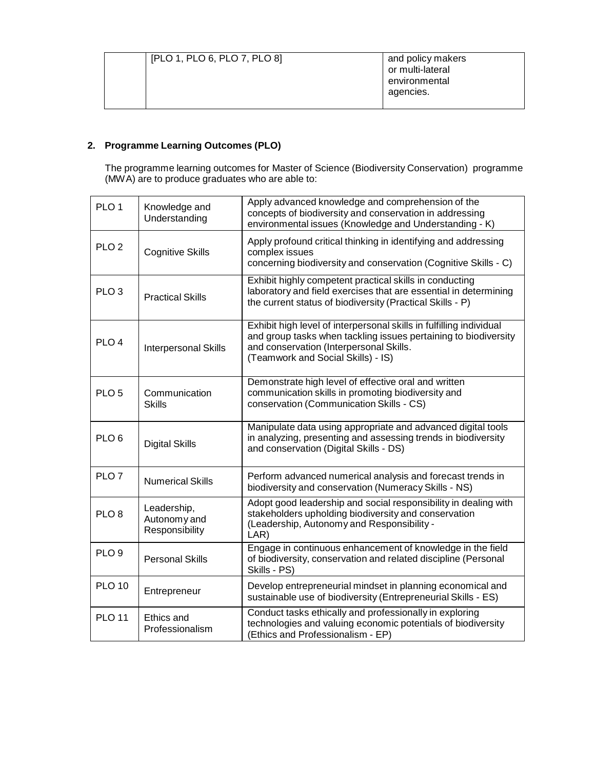| | | |
|---|---|---|
| | [PLO 1, PLO 6, PLO 7, PLO 8] | and policy makers or multi-lateral environmental agencies. |

## 2. Programme Learning Outcomes (PLO)

The programme learning outcomes for Master of Science (Biodiversity Conservation) programme (MWA) are to produce graduates who are able to:

| | | |
|---|---|---|
| PLO 1 | Knowledge and Understanding | Apply advanced knowledge and comprehension of the concepts of biodiversity and conservation in addressing environmental issues (Knowledge and Understanding - K) |
| PLO 2 | Cognitive Skills | Apply profound critical thinking in identifying and addressing complex issues concerning biodiversity and conservation (Cognitive Skills - C) |
| PLO 3 | Practical Skills | Exhibit highly competent practical skills in conducting laboratory and field exercises that are essential in determining the current status of biodiversity (Practical Skills - P) |
| PLO 4 | Interpersonal Skills | Exhibit high level of interpersonal skills in fulfilling individual and group tasks when tackling issues pertaining to biodiversity and conservation (Interpersonal Skills. (Teamwork and Social Skills) - IS) |
| PLO 5 | Communication Skills | Demonstrate high level of effective oral and written communication skills in promoting biodiversity and conservation (Communication Skills - CS) |
| PLO 6 | Digital Skills | Manipulate data using appropriate and advanced digital tools in analyzing, presenting and assessing trends in biodiversity and conservation (Digital Skills - DS) |
| PLO 7 | Numerical Skills | Perform advanced numerical analysis and forecast trends in biodiversity and conservation (Numeracy Skills - NS) |
| PLO 8 | Leadership, Autonomy and Responsibility | Adopt good leadership and social responsibility in dealing with stakeholders upholding biodiversity and conservation (Leadership, Autonomy and Responsibility - LAR) |
| PLO 9 | Personal Skills | Engage in continuous enhancement of knowledge in the field of biodiversity, conservation and related discipline (Personal Skills - PS) |
| PLO 10 | Entrepreneur | Develop entrepreneurial mindset in planning economical and sustainable use of biodiversity (Entrepreneurial Skills - ES) |
| PLO 11 | Ethics and Professionalism | Conduct tasks ethically and professionally in exploring technologies and valuing economic potentials of biodiversity (Ethics and Professionalism - EP) |